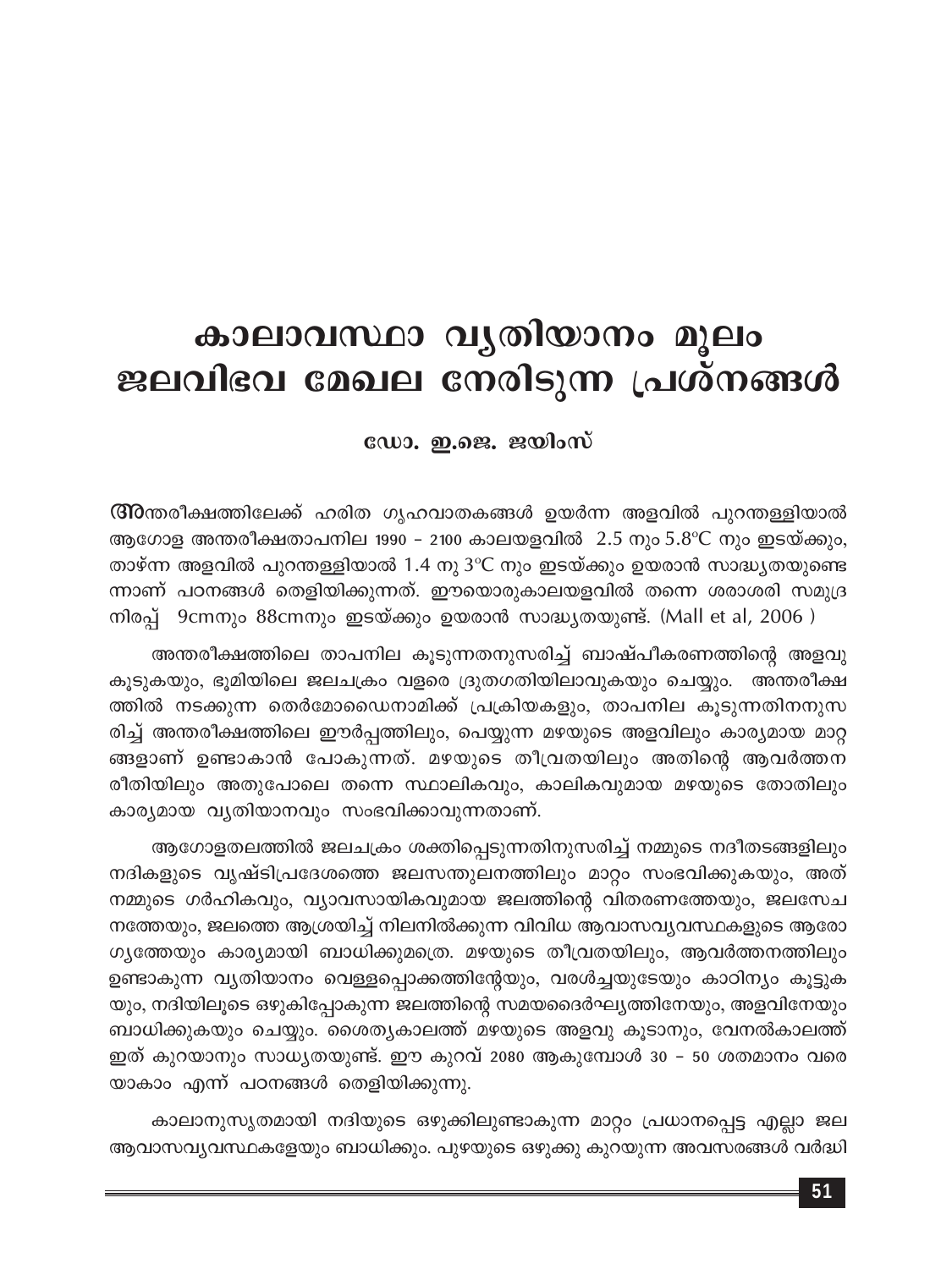# കാലാവസ്ഥാ വ്യതിയാനം മൂലം ജലവിഭവ മേഖല നേരിടുന്ന പ്രശ്നങ്ങൾ

**ഡോ. ഇ.ജെ. ജയിംസ്**

അന്തരീക്ഷത്തിലേക്ക് ഹരിത ഗൃഹവാതകങ്ങൾ ഉയർന്ന അളവിൽ പുറന്തള്ളിയാൽ ആഗോള അന്തരീക്ഷതാപനില 1990 – 2100 കാലയളവിൽ 2.5 നും 5.8°C നും ഇടയ്ക്കും, താഴ്ന്ന അളവിൽ പുറന്തള്ളിയാൽ 1.4 നു 3°C നും ഇടയ്ക്കും ഉയരാൻ സാദ്ധ്യതയുണ്ടെന്നാണ് പഠനങ്ങൾ തെളിയിക്കുന്നത്. ഈയൊരുകാലയളവിൽ തന്നെ ശരാശരി സമുദ്ര നിരപ്പ് 9cmനും 88cmനും ഇടയ്ക്കും ഉയരാൻ സാദ്ധ്യതയുണ്ട്. (Mall et al, 2006 )

അന്തരീക്ഷത്തിലെ താപനില കൂടുന്നതനുസരിച്ച് ബാഷ്പീകരണത്തിന്റെ അളവു കൂടുകയും, ഭൂമിയിലെ ജലചക്രം വളരെ ദ്രുതഗതിയിലാവുകയും ചെയ്യും. അന്തരീക്ഷത്തിൽ നടക്കുന്ന തെർമോഡൈനാമിക്ക് പ്രക്രിയകളും, താപനില കൂടുന്നതിനനുസരിച്ച് അന്തരീക്ഷത്തിലെ ഈർപ്പത്തിലും, പെയ്യുന്ന മഴയുടെ അളവിലും കാര്യമായ മാറ്റങ്ങളാണ് ഉണ്ടാകാൻ പോകുന്നത്. മഴയുടെ തീവ്രതയിലും അതിന്റെ ആവർത്തന രീതിയിലും അതുപോലെ തന്നെ സ്ഥാലികവും, കാലികവുമായ മഴയുടെ തോതിലും കാര്യമായ വ്യതിയാനവും സംഭവിക്കാവുന്നതാണ്.

ആഗോളതലത്തിൽ ജലചക്രം ശക്തിപ്പെടുന്നതിനുസരിച്ച് നമ്മുടെ നദീതടങ്ങളിലും നദികളുടെ വൃഷ്ടിപ്രദേശത്തെ ജലസന്തുലനത്തിലും മാറ്റം സംഭവിക്കുകയും, അത് നമ്മുടെ ഗർഹികവും, വ്യാവസായികവുമായ ജലത്തിന്റെ വിതരണത്തേയും, ജലസേചനത്തേയും, ജലത്തെ ആശ്രയിച്ച് നിലനിൽക്കുന്ന വിവിധ ആവാസവ്യവസ്ഥകളുടെ ആരോഗ്യത്തേയും കാര്യമായി ബാധിക്കുമത്രെ. മഴയുടെ തീവ്രതയിലും, ആവർത്തനത്തിലും ഉണ്ടാകുന്ന വ്യതിയാനം വെള്ളപ്പൊക്കത്തിന്റേയും, വരൾച്ചയുടേയും കാഠിന്യം കൂട്ടുകയും, നദിയിലൂടെ ഒഴുകിപ്പോകുന്ന ജലത്തിന്റെ സമയദൈർഘ്യത്തിനേയും, അളവിനേയും ബാധിക്കുകയും ചെയ്യും. ശൈത്യകാലത്ത് മഴയുടെ അളവു കൂടാനും, വേനൽകാലത്ത് ഇത് കുറയാനും സാധ്യതയുണ്ട്. ഈ കുറവ് 2080 ആകുമ്പോൾ 30 – 50 ശതമാനം വരെയാകാം എന്ന് പഠനങ്ങൾ തെളിയിക്കുന്നു.

കാലാനുസൃതമായി നദിയുടെ ഒഴുക്കിലുണ്ടാകുന്ന മാറ്റം പ്രധാനപ്പെട്ട എല്ലാ ജല ആവാസവ്യവസ്ഥകളേയും ബാധിക്കും. പുഴയുടെ ഒഴുക്കു കുറയുന്ന അവസരങ്ങൾ വർദ്ധി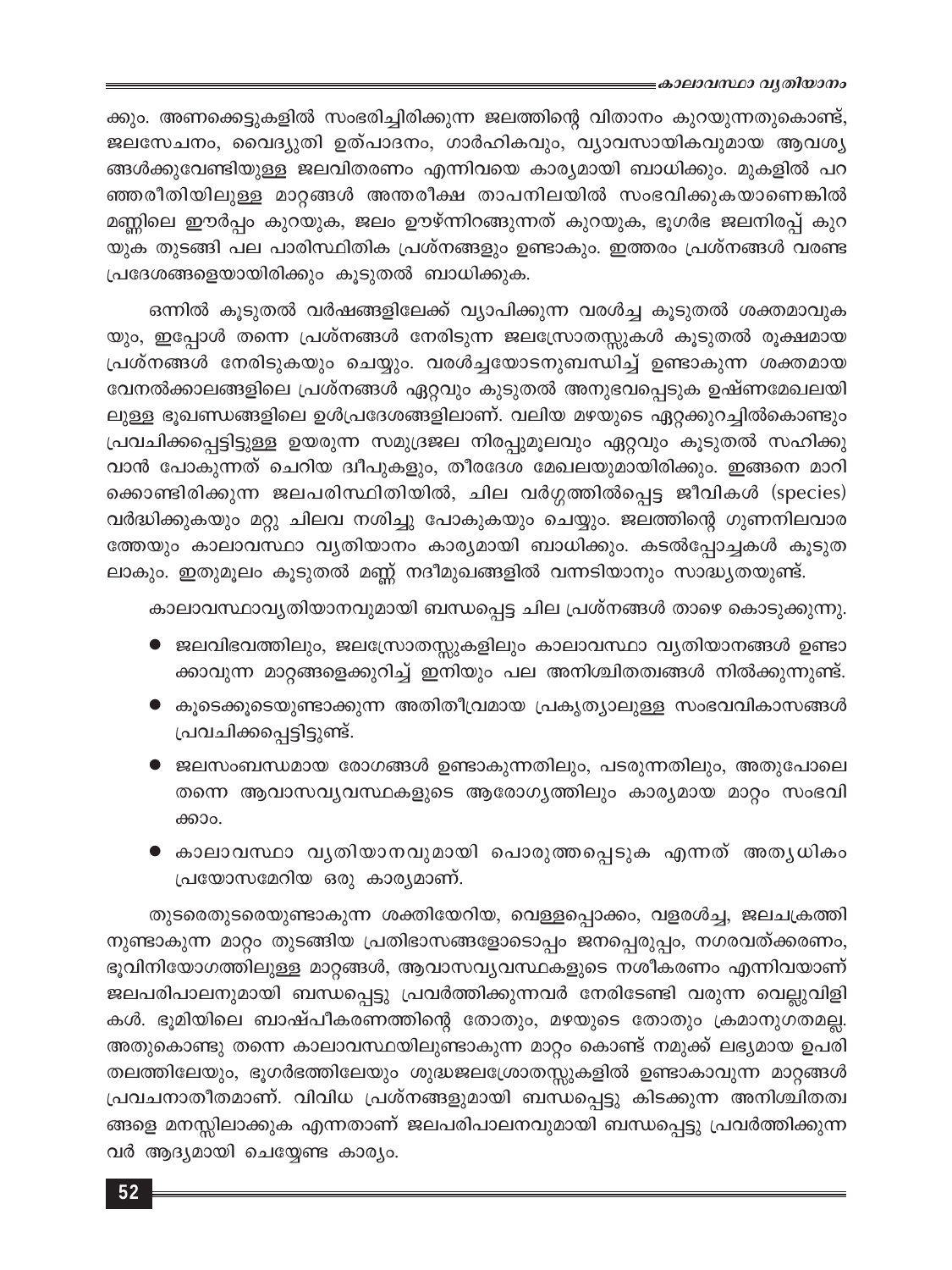ക്കും. അണക്കെട്ടുകളിൽ സംഭരിച്ചിരിക്കുന്ന ജലത്തിന്റെ വിതാനം കുറയുന്നതുകൊണ്ട്, ജലസേചനം, വൈദ്യുതി ഉത്പാദനം, ഗാർഹികവും, വ്യാവസായികവുമായ ആവശ്യങ്ങൾക്കുവേണ്ടിയുള്ള ജലവിതരണം എന്നിവയെ കാര്യമായി ബാധിക്കും. മുകളിൽ പറഞ്ഞരീതിയിലുള്ള മാറ്റങ്ങൾ അന്തരീക്ഷ താപനിലയിൽ സംഭവിക്കുകയാണെങ്കിൽ മണ്ണിലെ ഈർപ്പം കുറയുക, ജലം ഊഴ്ന്നിറങ്ങുന്നത് കുറയുക, ഭൂഗർഭ ജലനിരപ്പ് കുറയുക തുടങ്ങി പല പാരിസ്ഥിതിക പ്രശ്നങ്ങളും ഉണ്ടാകും. ഇത്തരം പ്രശ്നങ്ങൾ വരണ്ട പ്രദേശങ്ങളെയായിരിക്കും കൂടുതൽ ബാധിക്കുക.

ഒന്നിൽ കൂടുതൽ വർഷങ്ങളിലേക്ക് വ്യാപിക്കുന്ന വരൾച്ച കൂടുതൽ ശക്തമാവുകയും, ഇപ്പോൾ തന്നെ പ്രശ്നങ്ങൾ നേരിടുന്ന ജലസ്രോതസ്സുകൾ കൂടുതൽ രൂക്ഷമായ പ്രശ്നങ്ങൾ നേരിടുകയും ചെയ്യും. വരൾച്ചയോടനുബന്ധിച്ച് ഉണ്ടാകുന്ന ശക്തമായ വേനൽക്കാലങ്ങളിലെ പ്രശ്നങ്ങൾ ഏറ്റവും കുടുതൽ അനുഭവപ്പെടുക ഉഷ്ണമേഖലയിലുള്ള ഭൂഖണ്ഡങ്ങളിലെ ഉൾപ്രദേശങ്ങളിലാണ്. വലിയ മഴയുടെ ഏറ്റക്കുറച്ചിൽകൊണ്ടും പ്രവചിക്കപ്പെട്ടിട്ടുള്ള ഉയരുന്ന സമുദ്രജല നിരപ്പുമൂലവും ഏറ്റവും കൂടുതൽ സഹിക്കുവാൻ പോകുന്നത് ചെറിയ ദ്വീപുകളും, തീരദേശ മേഖലയുമായിരിക്കും. ഇങ്ങനെ മാറിക്കൊണ്ടിരിക്കുന്ന ജലപരിസ്ഥിതിയിൽ, ചില വർഗ്ഗത്തിൽപ്പെട്ട ജീവികൾ (species) വർദ്ധിക്കുകയും മറ്റു ചിലവ നശിച്ചു പോകുകയും ചെയ്യും. ജലത്തിന്റെ ഗുണനിലവാരത്തേയും കാലാവസ്ഥാ വ്യതിയാനം കാര്യമായി ബാധിക്കും. കടൽപ്പോച്ചകൾ കൂടുതലാകും. ഇതുമൂലം കൂടുതൽ മണ്ണ് നദീമുഖങ്ങളിൽ വന്നടിയാനും സാദ്ധ്യതയുണ്ട്.

കാലാവസ്ഥാവ്യതിയാനവുമായി ബന്ധപ്പെട്ട ചില പ്രശ്നങ്ങൾ താഴെ കൊടുക്കുന്നു.

- ജലവിഭവത്തിലും, ജലസ്രോതസ്സുകളിലും കാലാവസ്ഥാ വ്യതിയാനങ്ങൾ ഉണ്ടാക്കാവുന്ന മാറ്റങ്ങളെക്കുറിച്ച് ഇനിയും പല അനിശ്ചിതത്വങ്ങൾ നിൽക്കുന്നുണ്ട്.
- കൂടെക്കൂടെയുണ്ടാക്കുന്ന അതിതീവ്രമായ പ്രകൃത്യാലുള്ള സംഭവവികാസങ്ങൾ പ്രവചിക്കപ്പെട്ടിട്ടുണ്ട്.
- ജലസംബന്ധമായ രോഗങ്ങൾ ഉണ്ടാകുന്നതിലും, പടരുന്നതിലും, അതുപോലെ തന്നെ ആവാസവ്യവസ്ഥകളുടെ ആരോഗ്യത്തിലും കാര്യമായ മാറ്റം സംഭവിക്കാം.
- കാലാവസ്ഥാ വ്യതിയാനവുമായി പൊരുത്തപ്പെടുക എന്നത് അത്യധികം പ്രയാസമേറിയ ഒരു കാര്യമാണ്.

തുടരെതുടരെയുണ്ടാകുന്ന ശക്തിയേറിയ, വെള്ളപ്പൊക്കം, വളരൾച്ച, ജലചക്രത്തിനുണ്ടാകുന്ന മാറ്റം തുടങ്ങിയ പ്രതിഭാസങ്ങളോടൊപ്പം ജനപ്പെരുപ്പം, നഗരവത്ക്കരണം, ഭൂവിനിയോഗത്തിലുള്ള മാറ്റങ്ങൾ, ആവാസവ്യവസ്ഥകളുടെ നശീകരണം എന്നിവയാണ് ജലപരിപാലനുമായി ബന്ധപ്പെട്ടു പ്രവർത്തിക്കുന്നവർ നേരിടേണ്ടി വരുന്ന വെല്ലുവിളികൾ. ഭൂമിയിലെ ബാഷ്പീകരണത്തിന്റെ തോതും, മഴയുടെ തോതും ക്രമാനുഗതമല്ല. അതുകൊണ്ടു തന്നെ കാലാവസ്ഥയിലുണ്ടാകുന്ന മാറ്റം കൊണ്ട് നമുക്ക് ലഭ്യമായ ഉപരിതലത്തിലേയും, ഭൂഗർഭത്തിലേയും ശുദ്ധജലശ്രോതസ്സുകളിൽ ഉണ്ടാകാവുന്ന മാറ്റങ്ങൾ പ്രവചനാതീതമാണ്. വിവിധ പ്രശ്നങ്ങളുമായി ബന്ധപ്പെട്ടു കിടക്കുന്ന അനിശ്ചിതത്വങ്ങളെ മനസ്സിലാക്കുക എന്നതാണ് ജലപരിപാലനവുമായി ബന്ധപ്പെട്ടു പ്രവർത്തിക്കുന്നവർ ആദ്യമായി ചെയ്യേണ്ട കാര്യം.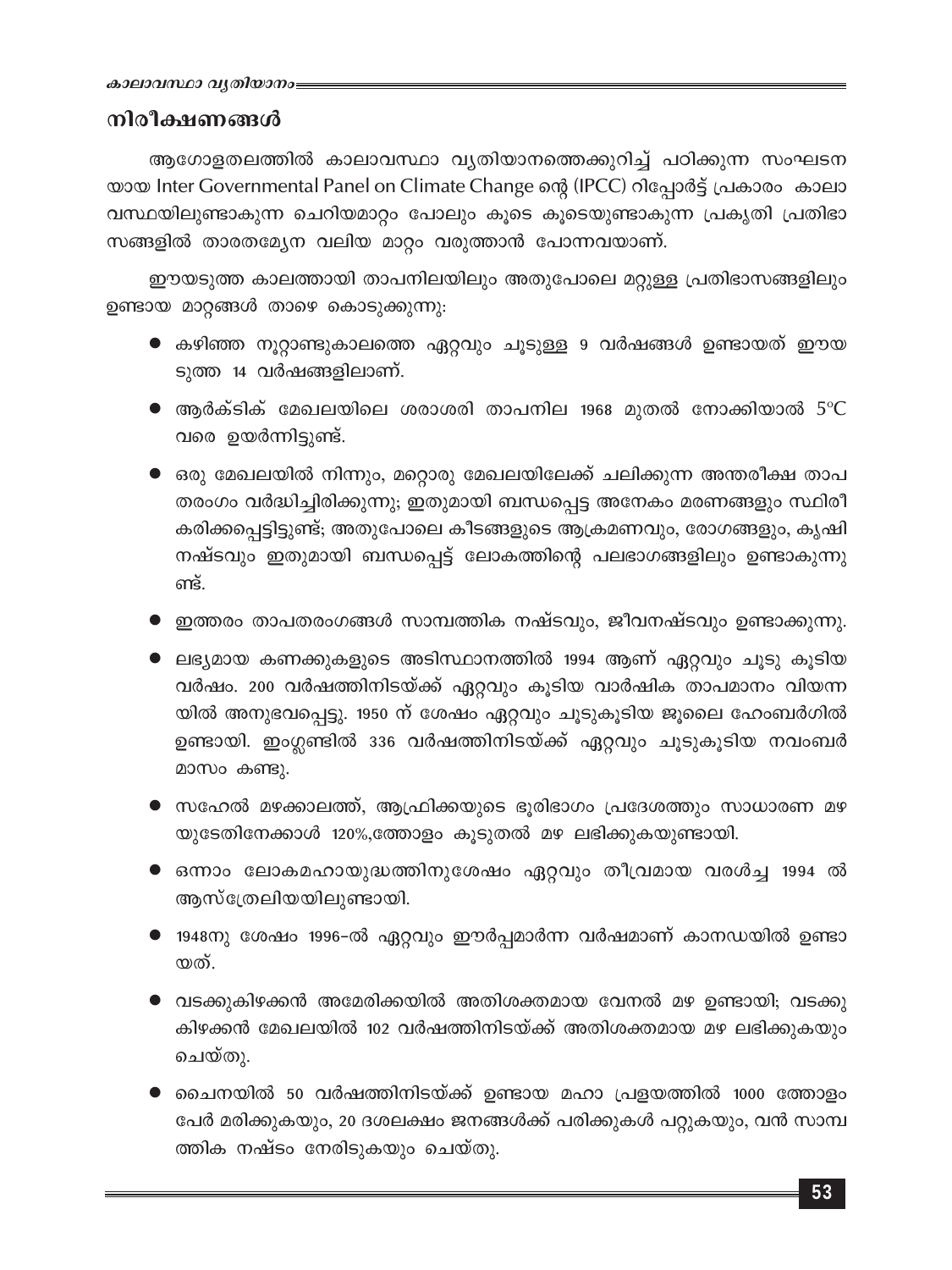## നിരീക്ഷണങ്ങൾ

ആഗോളതലത്തിൽ കാലാവസ്ഥാ വ്യതിയാനത്തെക്കുറിച്ച് പഠിക്കുന്ന സംഘടനയായ Inter Governmental Panel on Climate Change ന്റെ (IPCC) റിപ്പോർട്ട് പ്രകാരം കാലാവസ്ഥയിലുണ്ടാകുന്ന ചെറിയമാറ്റം പോലും കൂടെ കൂടെയുണ്ടാകുന്ന പ്രകൃതി പ്രതിഭാസങ്ങളിൽ താരതമ്യേന വലിയ മാറ്റം വരുത്താൻ പോന്നവയാണ്.

ഈയടുത്ത കാലത്തായി താപനിലയിലും അതുപോലെ മറ്റുള്ള പ്രതിഭാസങ്ങളിലും ഉണ്ടായ മാറ്റങ്ങൾ താഴെ കൊടുക്കുന്നു:

- കഴിഞ്ഞ നൂറ്റാണ്ടുകാലത്തെ ഏറ്റവും ചൂടുള്ള 9 വർഷങ്ങൾ ഉണ്ടായത് ഈയടുത്ത 14 വർഷങ്ങളിലാണ്.
- ആർക്ടിക് മേഖലയിലെ ശരാശരി താപനില 1968 മുതൽ നോക്കിയാൽ 5°C വരെ ഉയർന്നിട്ടുണ്ട്.
- ഒരു മേഖലയിൽ നിന്നും, മറ്റൊരു മേഖലയിലേക്ക് ചലിക്കുന്ന അന്തരീക്ഷ താപതരംഗം വർദ്ധിച്ചിരിക്കുന്നു; ഇതുമായി ബന്ധപ്പെട്ട അനേകം മരണങ്ങളും സ്ഥിരീകരിക്കപ്പെട്ടിട്ടുണ്ട്; അതുപോലെ കീടങ്ങളുടെ ആക്രമണവും, രോഗങ്ങളും, കൃഷി നഷ്ടവും ഇതുമായി ബന്ധപ്പെട്ട് ലോകത്തിന്റെ പലഭാഗങ്ങളിലും ഉണ്ടാകുന്നുണ്ട്.
- ഇത്തരം താപതരംഗങ്ങൾ സാമ്പത്തിക നഷ്ടവും, ജീവനഷ്ടവും ഉണ്ടാക്കുന്നു.
- ലഭ്യമായ കണക്കുകളുടെ അടിസ്ഥാനത്തിൽ 1994 ആണ് ഏറ്റവും ചൂടു കൂടിയ വർഷം. 200 വർഷത്തിനിടയ്ക്ക് ഏറ്റവും കൂടിയ വാർഷിക താപമാനം വിയന്നയിൽ അനുഭവപ്പെട്ടു. 1950 ന് ശേഷം ഏറ്റവും ചൂടുകൂടിയ ജൂലൈ ഹോംബർഗിൽ ഉണ്ടായി. ഇംഗ്ലണ്ടിൽ 336 വർഷത്തിനിടയ്ക്ക് ഏറ്റവും ചൂടുകൂടിയ നവംബർ മാസം കണ്ടു.
- സഹേൽ മഴക്കാലത്ത്, ആഫ്രിക്കയുടെ ഭൂരിഭാഗം പ്രദേശത്തും സാധാരണ മഴയുടേതിനേക്കാൾ 120%,ത്തോളം കൂടുതൽ മഴ ലഭിക്കുകയുണ്ടായി.
- ഒന്നാം ലോകമഹായുദ്ധത്തിനുശേഷം ഏറ്റവും തീവ്രമായ വരൾച്ച 1994 ൽ ആസ്ത്രേലിയയിലുണ്ടായി.
- 1948നു ശേഷം 1996-ൽ ഏറ്റവും ഈർപ്പമാർന്ന വർഷമാണ് കാനഡയിൽ ഉണ്ടായത്.
- വടക്കുകിഴക്കൻ അമേരിക്കയിൽ അതിശക്തമായ വേനൽ മഴ ഉണ്ടായി; വടക്കുകിഴക്കൻ മേഖലയിൽ 102 വർഷത്തിനിടയ്ക്ക് അതിശക്തമായ മഴ ലഭിക്കുകയും ചെയ്തു.
- ചൈനയിൽ 50 വർഷത്തിനിടയ്ക്ക് ഉണ്ടായ മഹാ പ്രളയത്തിൽ 1000 ത്തോളം പേർ മരിക്കുകയും, 20 ദശലക്ഷം ജനങ്ങൾക്ക് പരിക്കുകൾ പറ്റുകയും, വൻ സാമ്പത്തിക നഷ്ടം നേരിടുകയും ചെയ്തു.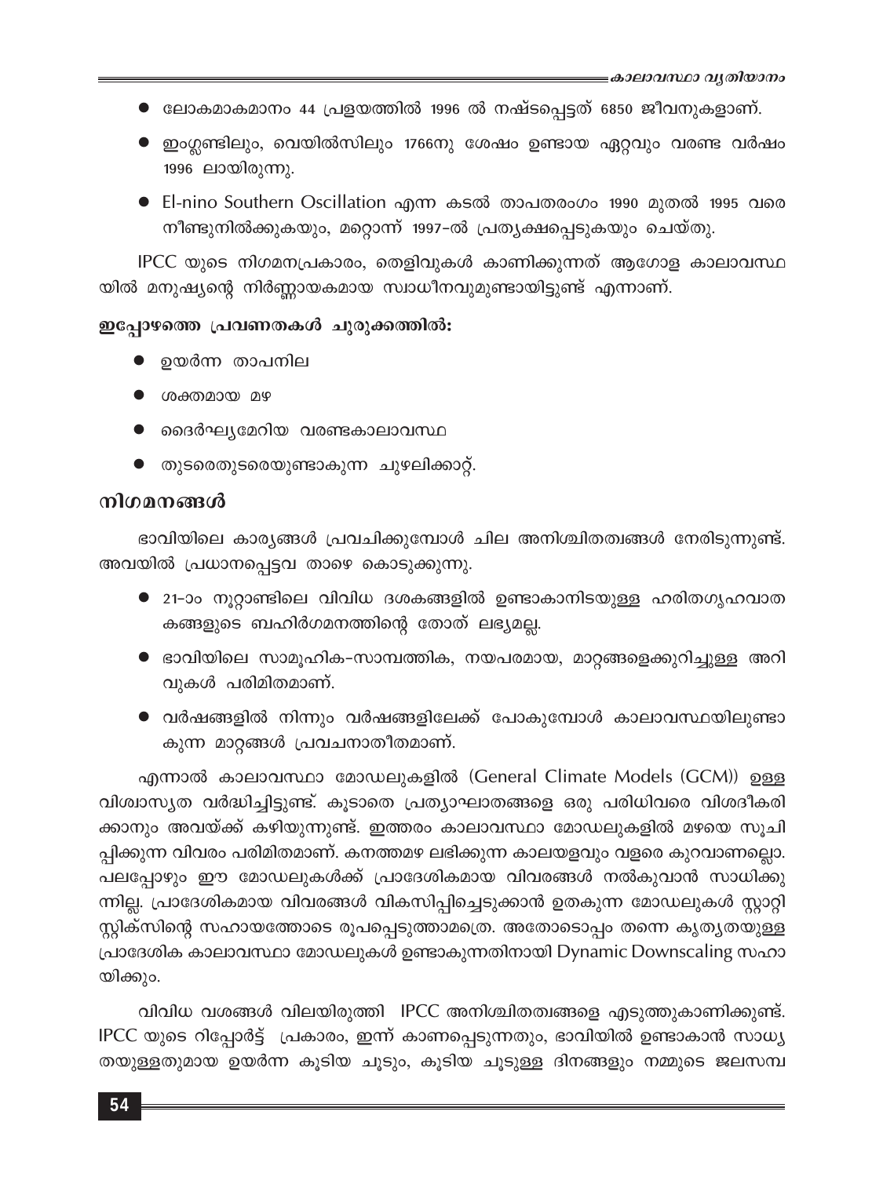- ലോകമാകമാനം 44 പ്രളയത്തിൽ 1996 ൽ നഷ്ടപ്പെട്ടത് 6850 ജീവനുകളാണ്.
- ഇംഗ്ലണ്ടിലും, വെയിൽസിലും 1766നു ശേഷം ഉണ്ടായ ഏറ്റവും വരണ്ട വർഷം 1996 ലായിരുന്നു.
- El-nino Southern Oscillation എന്ന കടൽ താപതരംഗം 1990 മുതൽ 1995 വരെ നീണ്ടുനിൽക്കുകയും, മറ്റൊന്ന് 1997-ൽ പ്രത്യക്ഷപ്പെടുകയും ചെയ്തു.

IPCC യുടെ നിഗമനപ്രകാരം, തെളിവുകൾ കാണിക്കുന്നത് ആഗോള കാലാവസ്ഥയിൽ മനുഷ്യന്റെ നിർണ്ണായകമായ സ്വാധീനവുമുണ്ടായിട്ടുണ്ട് എന്നാണ്.

**ഇപ്പോഴത്തെ പ്രവണതകൾ ചുരുക്കത്തിൽ:**

- ഉയർന്ന താപനില
- ശക്തമായ മഴ
- ദൈർഘ്യമേറിയ വരണ്ടകാലാവസ്ഥ
- തുടരെതുടരെയുണ്ടാകുന്ന ചുഴലിക്കാറ്റ്.

## നിഗമനങ്ങൾ

ഭാവിയിലെ കാര്യങ്ങൾ പ്രവചിക്കുമ്പോൾ ചില അനിശ്ചിതത്വങ്ങൾ നേരിടുന്നുണ്ട്. അവയിൽ പ്രധാനപ്പെട്ടവ താഴെ കൊടുക്കുന്നു.

- 21-ാം നൂറ്റാണ്ടിലെ വിവിധ ദശകങ്ങളിൽ ഉണ്ടാകാനിടയുള്ള ഹരിതഗൃഹവാതകങ്ങളുടെ ബഹിർഗമനത്തിന്റെ തോത് ലഭ്യമല്ല.
- ഭാവിയിലെ സാമൂഹിക-സാമ്പത്തിക, നയപരമായ, മാറ്റങ്ങളെക്കുറിച്ചുള്ള അറിവുകൾ പരിമിതമാണ്.
- വർഷങ്ങളിൽ നിന്നും വർഷങ്ങളിലേക്ക് പോകുമ്പോൾ കാലാവസ്ഥയിലുണ്ടാകുന്ന മാറ്റങ്ങൾ പ്രവചനാതീതമാണ്.

എന്നാൽ കാലാവസ്ഥാ മോഡലുകളിൽ (General Climate Models (GCM)) ഉള്ള വിശ്വാസ്യത വർദ്ധിച്ചിട്ടുണ്ട്. കൂടാതെ പ്രത്യാഘാതങ്ങളെ ഒരു പരിധിവരെ വിശദീകരിക്കാനും അവയ്ക്ക് കഴിയുന്നുണ്ട്. ഇത്തരം കാലാവസ്ഥാ മോഡലുകളിൽ മഴയെ സൂചിപ്പിക്കുന്ന വിവരം പരിമിതമാണ്. കനത്തമഴ ലഭിക്കുന്ന കാലയളവും വളരെ കുറവാണല്ലൊ. പലപ്പോഴും ഈ മോഡലുകൾക്ക് പ്രാദേശികമായ വിവരങ്ങൾ നൽകുവാൻ സാധിക്കുന്നില്ല. പ്രാദേശികമായ വിവരങ്ങൾ വികസിപ്പിച്ചെടുക്കാൻ ഉതകുന്ന മോഡലുകൾ സ്റ്റാറ്റിസ്റ്റിക്സിന്റെ സഹായത്തോടെ രൂപപ്പെടുത്താമത്രെ. അതോടൊപ്പം തന്നെ കൃത്യതയുള്ള പ്രാദേശിക കാലാവസ്ഥാ മോഡലുകൾ ഉണ്ടാകുന്നതിനായി Dynamic Downscaling സഹായിക്കും.

വിവിധ വശങ്ങൾ വിലയിരുത്തി IPCC അനിശ്ചിതത്വങ്ങളെ എടുത്തുകാണിക്കുണ്ട്. IPCC യുടെ റിപ്പോർട്ട് പ്രകാരം, ഇന്ന് കാണപ്പെടുന്നതും, ഭാവിയിൽ ഉണ്ടാകാൻ സാധ്യതയുള്ളതുമായ ഉയർന്ന കൂടിയ ചൂടും, കൂടിയ ചൂടുള്ള ദിനങ്ങളും നമ്മുടെ ജലസമ്പ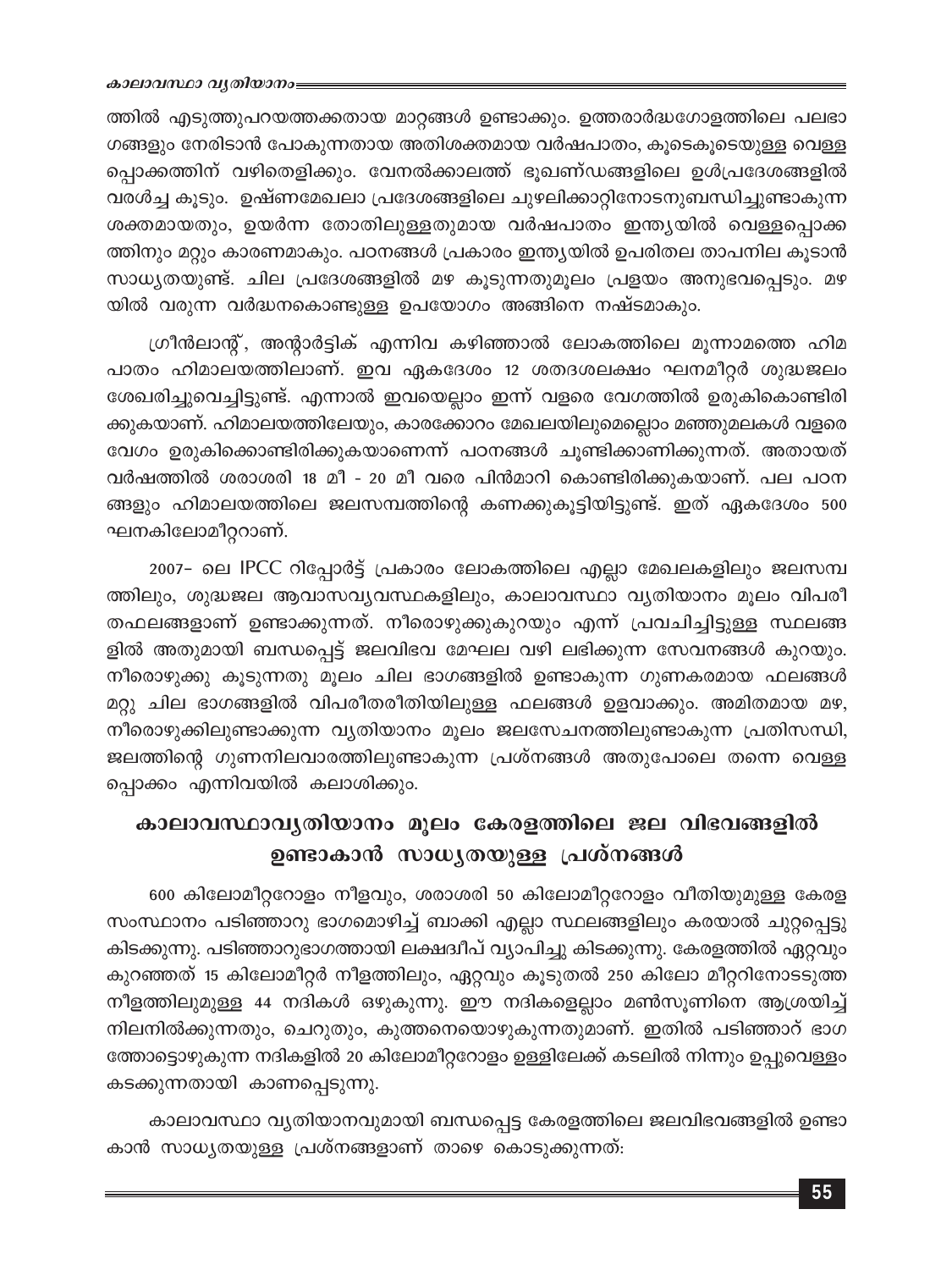ത്തിൽ എടുത്തുപറയത്തക്കതായ മാറ്റങ്ങൾ ഉണ്ടാക്കും. ഉത്തരാർദ്ധഗോളത്തിലെ പലഭാഗങ്ങളും നേരിടാൻ പോകുന്നതായ അതിശക്തമായ വർഷപാതം, കൂടെകൂടെയുള്ള വെള്ളപ്പൊക്കത്തിന് വഴിതെളിക്കും. വേനൽക്കാലത്ത് ഭൂഖണ്ഡങ്ങളിലെ ഉൾപ്രദേശങ്ങളിൽ വരൾച്ച കൂടും. ഉഷ്ണമേഖലാ പ്രദേശങ്ങളിലെ ചുഴലിക്കാറ്റിനോടനുബന്ധിച്ചുണ്ടാകുന്ന ശക്തമായതും, ഉയർന്ന തോതിലുള്ളതുമായ വർഷപാതം ഇന്ത്യയിൽ വെള്ളപ്പൊക്കത്തിനും മറ്റും കാരണമാകും. പഠനങ്ങൾ പ്രകാരം ഇന്ത്യയിൽ ഉപരിതല താപനില കൂടാൻ സാധ്യതയുണ്ട്. ചില പ്രദേശങ്ങളിൽ മഴ കൂടുന്നതുമൂലം പ്രളയം അനുഭവപ്പെടും. മഴയിൽ വരുന്ന വർദ്ധനകൊണ്ടുള്ള ഉപയോഗം അങ്ങിനെ നഷ്ടമാകും.

ഗ്രീൻലാന്റ്, അന്റാർട്ടിക് എന്നിവ കഴിഞ്ഞാൽ ലോകത്തിലെ മൂന്നാമത്തെ ഹിമപാതം ഹിമാലയത്തിലാണ്. ഇവ ഏകദേശം 12 ശതദശലക്ഷം ഘനമീറ്റർ ശുദ്ധജലം ശേഖരിച്ചുവെച്ചിട്ടുണ്ട്. എന്നാൽ ഇവയെല്ലാം ഇന്ന് വളരെ വേഗത്തിൽ ഉരുകികൊണ്ടിരിക്കുകയാണ്. ഹിമാലയത്തിലേയും, കാരക്കോറം മേഖലയിലുമെല്ലാം മഞ്ഞുമലകൾ വളരെ വേഗം ഉരുകിക്കൊണ്ടിരിക്കുകയാണെന്ന് പഠനങ്ങൾ ചൂണ്ടിക്കാണിക്കുന്നത്. അതായത് വർഷത്തിൽ ശരാശരി 18 മീ - 20 മീ വരെ പിൻമാറി കൊണ്ടിരിക്കുകയാണ്. പല പഠനങ്ങളും ഹിമാലയത്തിലെ ജലസമ്പത്തിന്റെ കണക്കുകൂട്ടിയിട്ടുണ്ട്. ഇത് ഏകദേശം 500 ഘനകിലോമീറ്ററാണ്.

2007– ലെ IPCC റിപ്പോർട്ട് പ്രകാരം ലോകത്തിലെ എല്ലാ മേഖലകളിലും ജലസമ്പത്തിലും, ശുദ്ധജല ആവാസവ്യവസ്ഥകളിലും, കാലാവസ്ഥാ വ്യതിയാനം മൂലം വിപരീതഫലങ്ങളാണ് ഉണ്ടാക്കുന്നത്. നീരൊഴുക്കുകുറയും എന്ന് പ്രവചിച്ചിട്ടുള്ള സ്ഥലങ്ങളിൽ അതുമായി ബന്ധപ്പെട്ട് ജലവിഭവ മേഘല വഴി ലഭിക്കുന്ന സേവനങ്ങൾ കുറയും. നീരൊഴുക്കു കൂടുന്നതു മൂലം ചില ഭാഗങ്ങളിൽ ഉണ്ടാകുന്ന ഗുണകരമായ ഫലങ്ങൾ മറ്റു ചില ഭാഗങ്ങളിൽ വിപരീതരീതിയിലുള്ള ഫലങ്ങൾ ഉളവാക്കും. അമിതമായ മഴ, നീരൊഴുക്കിലുണ്ടാക്കുന്ന വ്യതിയാനം മൂലം ജലസേചനത്തിലുണ്ടാകുന്ന പ്രതിസന്ധി, ജലത്തിന്റെ ഗുണനിലവാരത്തിലുണ്ടാകുന്ന പ്രശ്നങ്ങൾ അതുപോലെ തന്നെ വെള്ളപ്പൊക്കം എന്നിവയിൽ കലാശിക്കും.

## കാലാവസ്ഥാവ്യതിയാനം മൂലം കേരളത്തിലെ ജല വിഭവങ്ങളിൽ ഉണ്ടാകാൻ സാധ്യതയുള്ള പ്രശ്നങ്ങൾ

600 കിലോമീറ്ററോളം നീളവും, ശരാശരി 50 കിലോമീറ്ററോളം വീതിയുമുള്ള കേരള സംസ്ഥാനം പടിഞ്ഞാറു ഭാഗമൊഴിച്ച് ബാക്കി എല്ലാ സ്ഥലങ്ങളിലും കരയാൽ ചുറ്റപ്പെട്ടു കിടക്കുന്നു. പടിഞ്ഞാറുഭാഗത്തായി ലക്ഷദ്വീപ് വ്യാപിച്ചു കിടക്കുന്നു. കേരളത്തിൽ ഏറ്റവും കുറഞ്ഞത് 15 കിലോമീറ്റർ നീളത്തിലും, ഏറ്റവും കൂടുതൽ 250 കിലോ മീറ്ററിനോടടുത്ത നീളത്തിലുമുള്ള 44 നദികൾ ഒഴുകുന്നു. ഈ നദികളെല്ലാം മൺസൂണിനെ ആശ്രയിച്ച് നിലനിൽക്കുന്നതും, ചെറുതും, കുത്തനെയൊഴുകുന്നതുമാണ്. ഇതിൽ പടിഞ്ഞാറ് ഭാഗത്തോട്ടൊഴുകുന്ന നദികളിൽ 20 കിലോമീറ്ററോളം ഉള്ളിലേക്ക് കടലിൽ നിന്നും ഉപ്പുവെള്ളം കടക്കുന്നതായി കാണപ്പെടുന്നു.

കാലാവസ്ഥാ വ്യതിയാനവുമായി ബന്ധപ്പെട്ട കേരളത്തിലെ ജലവിഭവങ്ങളിൽ ഉണ്ടാകാൻ സാധ്യതയുള്ള പ്രശ്നങ്ങളാണ് താഴെ കൊടുക്കുന്നത്: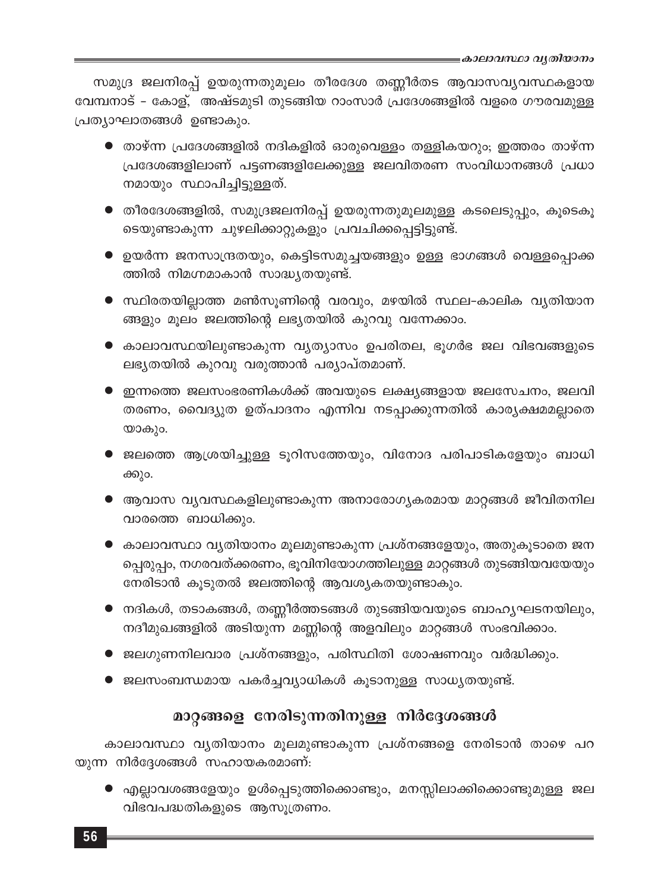സമുദ്ര ജലനിരപ്പ് ഉയരുന്നതുമൂലം തീരദേശ തണ്ണീർതട ആവാസവ്യവസ്ഥകളായ വേമ്പനാട് – കോള്, അഷ്ടമുടി തുടങ്ങിയ റാംസാർ പ്രദേശങ്ങളിൽ വളരെ ഗൗരവമുള്ള പ്രത്യാഘാതങ്ങൾ ഉണ്ടാകും.

- താഴ്ന്ന പ്രദേശങ്ങളിൽ നദികളിൽ ഓരുവെള്ളം തള്ളികയറും; ഇത്തരം താഴ്ന്ന പ്രദേശങ്ങളിലാണ് പട്ടണങ്ങളിലേക്കുള്ള ജലവിതരണ സംവിധാനങ്ങൾ പ്രധാനമായും സ്ഥാപിച്ചിട്ടുള്ളത്.
- തീരദേശങ്ങളിൽ, സമുദ്രജലനിരപ്പ് ഉയരുന്നതുമൂലമുള്ള കടലെടുപ്പും, കൂടെകൂടെയുണ്ടാകുന്ന ചുഴലിക്കാറ്റുകളും പ്രവചിക്കപ്പെട്ടിട്ടുണ്ട്.
- ഉയർന്ന ജനസാന്ദ്രതയും, കെട്ടിടസമുച്ചയങ്ങളും ഉള്ള ഭാഗങ്ങൾ വെള്ളപ്പൊക്കത്തിൽ നിമഗ്നമാകാൻ സാദ്ധ്യതയുണ്ട്.
- സ്ഥിരതയില്ലാത്ത മൺസൂണിന്റെ വരവും, മഴയിൽ സ്ഥല-കാലിക വ്യതിയാനങ്ങളും മൂലം ജലത്തിന്റെ ലഭ്യതയിൽ കുറവു വന്നേക്കാം.
- കാലാവസ്ഥയിലുണ്ടാകുന്ന വ്യത്യാസം ഉപരിതല, ഭൂഗർഭ ജല വിഭവങ്ങളുടെ ലഭ്യതയിൽ കുറവു വരുത്താൻ പര്യാപ്തമാണ്.
- ഇന്നത്തെ ജലസംഭരണികൾക്ക് അവയുടെ ലക്ഷ്യങ്ങളായ ജലസേചനം, ജലവിതരണം, വൈദ്യുത ഉത്പാദനം എന്നിവ നടപ്പാക്കുന്നതിൽ കാര്യക്ഷമമല്ലാതെയാകും.
- ജലത്തെ ആശ്രയിച്ചുള്ള ടൂറിസത്തേയും, വിനോദ പരിപാടികളേയും ബാധിക്കും.
- ആവാസ വ്യവസ്ഥകളിലുണ്ടാകുന്ന അനാരോഗ്യകരമായ മാറ്റങ്ങൾ ജീവിതനിലവാരത്തെ ബാധിക്കും.
- കാലാവസ്ഥാ വ്യതിയാനം മൂലമുണ്ടാകുന്ന പ്രശ്നങ്ങളേയും, അതുകൂടാതെ ജനപ്പെരുപ്പം, നഗരവത്ക്കരണം, ഭൂവിനിയോഗത്തിലുള്ള മാറ്റങ്ങൾ തുടങ്ങിയവയേയും നേരിടാൻ കൂടുതൽ ജലത്തിന്റെ ആവശ്യകതയുണ്ടാകും.
- നദികൾ, തടാകങ്ങൾ, തണ്ണീർത്തടങ്ങൾ തുടങ്ങിയവയുടെ ബാഹ്യഘടനയിലും, നദീമുഖങ്ങളിൽ അടിയുന്ന മണ്ണിന്റെ അളവിലും മാറ്റങ്ങൾ സംഭവിക്കാം.
- ജലഗുണനിലവാര പ്രശ്നങ്ങളും, പരിസ്ഥിതി ശോഷണവും വർദ്ധിക്കും.
- ജലസംബന്ധമായ പകർച്ചവ്യാധികൾ കൂടാനുള്ള സാധ്യതയുണ്ട്.

## മാറ്റങ്ങളെ നേരിടുന്നതിനുള്ള നിർദ്ദേശങ്ങൾ

കാലാവസ്ഥാ വ്യതിയാനം മൂലമുണ്ടാകുന്ന പ്രശ്നങ്ങളെ നേരിടാൻ താഴെ പറയുന്ന നിർദ്ദേശങ്ങൾ സഹായകരമാണ്:

- എല്ലാവശങ്ങളേയും ഉൾപ്പെടുത്തിക്കൊണ്ടും, മനസ്സിലാക്കിക്കൊണ്ടുമുള്ള ജലവിഭവപദ്ധതികളുടെ ആസൂത്രണം.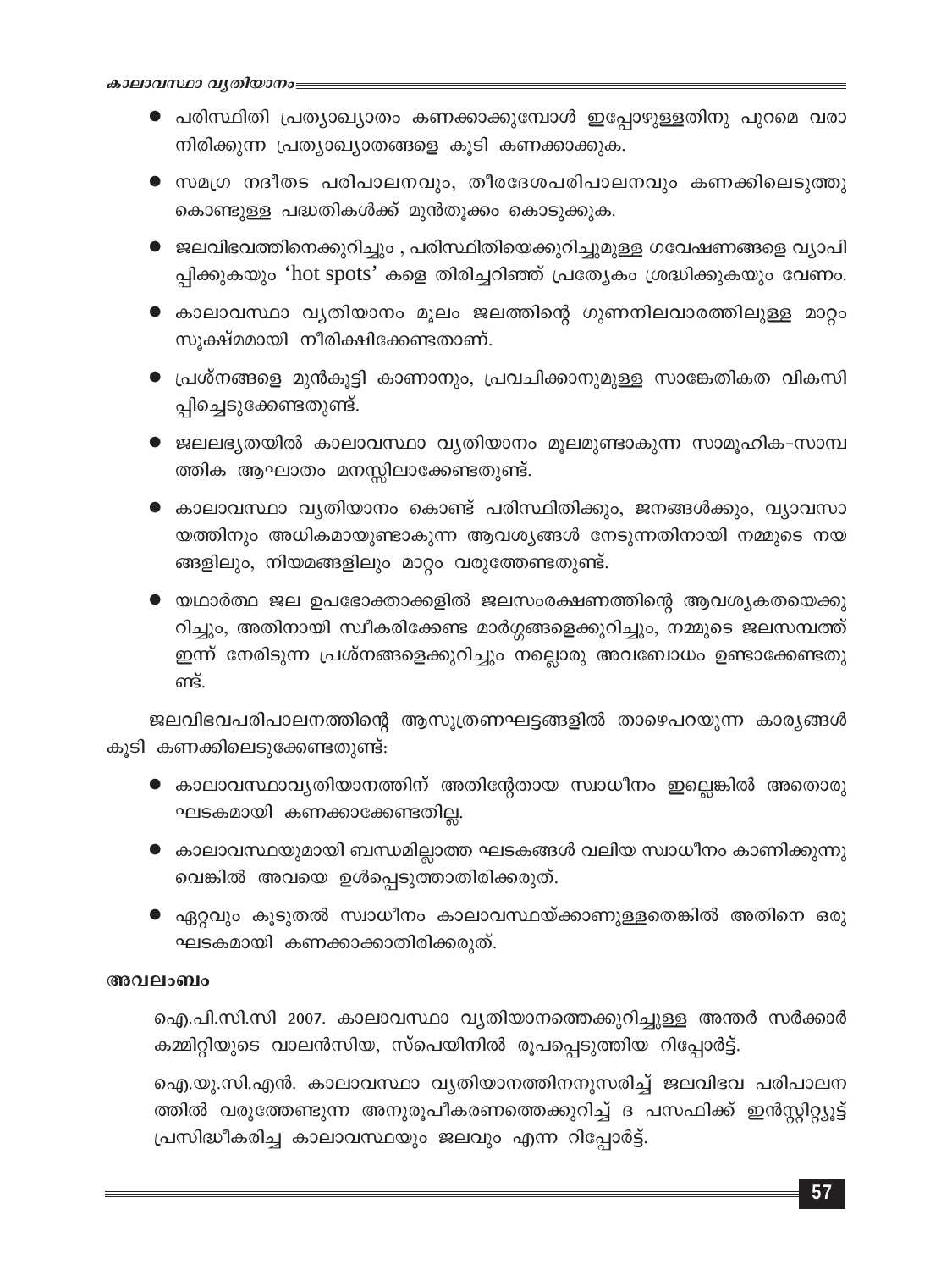- പരിസ്ഥിതി പ്രത്യാഖ്യാതം കണക്കാക്കുമ്പോൾ ഇപ്പോഴുള്ളതിനു പുറമെ വരാനിരിക്കുന്ന പ്രത്യാഖ്യാതങ്ങളെ കൂടി കണക്കാക്കുക.
- സമഗ്ര നദീതട പരിപാലനവും, തീരദേശപരിപാലനവും കണക്കിലെടുത്തു കൊണ്ടുള്ള പദ്ധതികൾക്ക് മുൻതൂക്കം കൊടുക്കുക.
- ജലവിഭവത്തിനെക്കുറിച്ചും , പരിസ്ഥിതിയെക്കുറിച്ചുമുള്ള ഗവേഷണങ്ങളെ വ്യാപിപ്പിക്കുകയും 'hot spots' കളെ തിരിച്ചറിഞ്ഞ് പ്രത്യേകം ശ്രദ്ധിക്കുകയും വേണം.
- കാലാവസ്ഥാ വ്യതിയാനം മൂലം ജലത്തിന്റെ ഗുണനിലവാരത്തിലുള്ള മാറ്റം സൂക്ഷ്മമായി നിരീക്ഷിക്കേണ്ടതാണ്.
- പ്രശ്നങ്ങളെ മുൻകൂട്ടി കാണാനും, പ്രവചിക്കാനുമുള്ള സാങ്കേതികത വികസിപ്പിച്ചെടുക്കേണ്ടതുണ്ട്.
- ജലലഭ്യതയിൽ കാലാവസ്ഥാ വ്യതിയാനം മൂലമുണ്ടാകുന്ന സാമൂഹിക-സാമ്പത്തിക ആഘാതം മനസ്സിലാക്കേണ്ടതുണ്ട്.
- കാലാവസ്ഥാ വ്യതിയാനം കൊണ്ട് പരിസ്ഥിതിക്കും, ജനങ്ങൾക്കും, വ്യാവസായത്തിനും അധികമായുണ്ടാകുന്ന ആവശ്യങ്ങൾ നേടുന്നതിനായി നമ്മുടെ നയങ്ങളിലും, നിയമങ്ങളിലും മാറ്റം വരുത്തേണ്ടതുണ്ട്.
- യഥാർത്ഥ ജല ഉപഭോക്താക്കളിൽ ജലസംരക്ഷണത്തിന്റെ ആവശ്യകതയെക്കുറിച്ചും, അതിനായി സ്വീകരിക്കേണ്ട മാർഗ്ഗങ്ങളെക്കുറിച്ചും, നമ്മുടെ ജലസമ്പത്ത് ഇന്ന് നേരിടുന്ന പ്രശ്നങ്ങളെക്കുറിച്ചും നല്ലൊരു അവബോധം ഉണ്ടാക്കേണ്ടതുണ്ട്.

ജലവിഭവപരിപാലനത്തിന്റെ ആസൂത്രണഘട്ടങ്ങളിൽ താഴെപറയുന്ന കാര്യങ്ങൾ കൂടി കണക്കിലെടുക്കേണ്ടതുണ്ട്:

- കാലാവസ്ഥാവ്യതിയാനത്തിന് അതിന്റേതായ സ്വാധീനം ഇല്ലെങ്കിൽ അതൊരു ഘടകമായി കണക്കാക്കേണ്ടതില്ല.
- കാലാവസ്ഥയുമായി ബന്ധമില്ലാത്ത ഘടകങ്ങൾ വലിയ സ്വാധീനം കാണിക്കുന്നുവെങ്കിൽ അവയെ ഉൾപ്പെടുത്താതിരിക്കരുത്.
- ഏറ്റവും കൂടുതൽ സ്വാധീനം കാലാവസ്ഥയ്ക്കാണുള്ളതെങ്കിൽ അതിനെ ഒരു ഘടകമായി കണക്കാക്കാതിരിക്കരുത്.

**അവലംബം**

ഐ.പി.സി.സി 2007. കാലാവസ്ഥാ വ്യതിയാനത്തെക്കുറിച്ചുള്ള അന്തർ സർക്കാർ കമ്മിറ്റിയുടെ വാലൻസിയ, സ്പെയിനിൽ രൂപപ്പെടുത്തിയ റിപ്പോർട്ട്.

ഐ.യു.സി.എൻ. കാലാവസ്ഥാ വ്യതിയാനത്തിനനുസരിച്ച് ജലവിഭവ പരിപാലനത്തിൽ വരുത്തേണ്ടുന്ന അനുരൂപീകരണത്തെക്കുറിച്ച് ദ പസഫിക്ക് ഇൻസ്റ്റിറ്റ്യൂട്ട് പ്രസിദ്ധീകരിച്ച കാലാവസ്ഥയും ജലവും എന്ന റിപ്പോർട്ട്.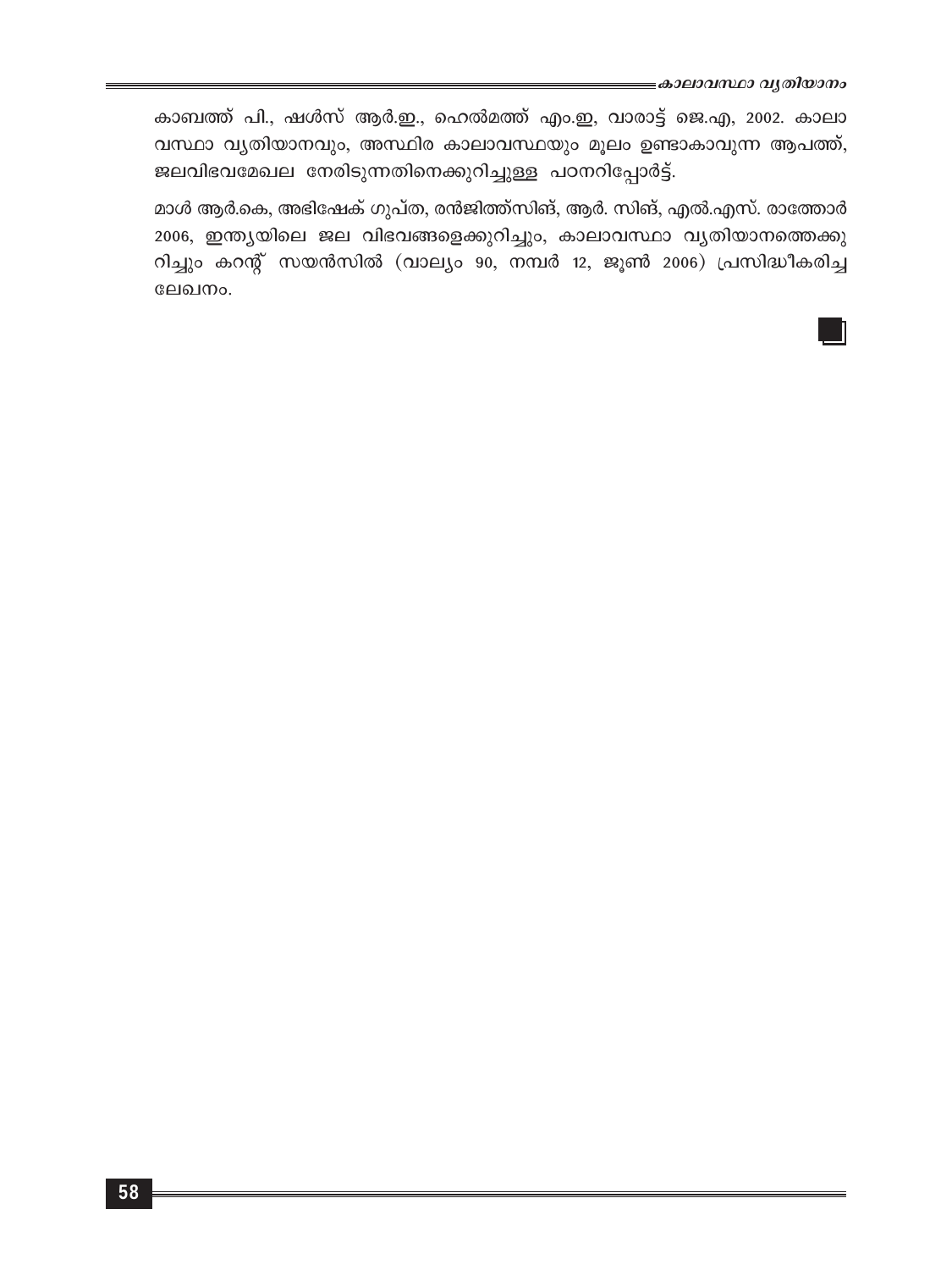കാബത്ത് പി., ഷൾസ് ആർ.ഇ., ഹെൽമത്ത് എം.ഇ, വാരാട്ട് ജെ.എ, 2002. കാലാവസ്ഥാ വ്യതിയാനവും, അസ്ഥിര കാലാവസ്ഥയും മൂലം ഉണ്ടാകാവുന്ന ആപത്ത്, ജലവിഭവമേഖല നേരിടുന്നതിനെക്കുറിച്ചുള്ള പഠനറിപ്പോർട്ട്.

മാൾ ആർ.കെ, അഭിഷേക് ഗുപ്ത, രൺജിത്ത്സിങ്, ആർ. സിങ്, എൽ.എസ്. രാത്തോർ 2006, ഇന്ത്യയിലെ ജല വിഭവങ്ങളെക്കുറിച്ചും, കാലാവസ്ഥാ വ്യതിയാനത്തെക്കുറിച്ചും കറന്റ് സയൻസിൽ (വാല്യം 90, നമ്പർ 12, ജൂൺ 2006) പ്രസിദ്ധീകരിച്ച ലേഖനം.